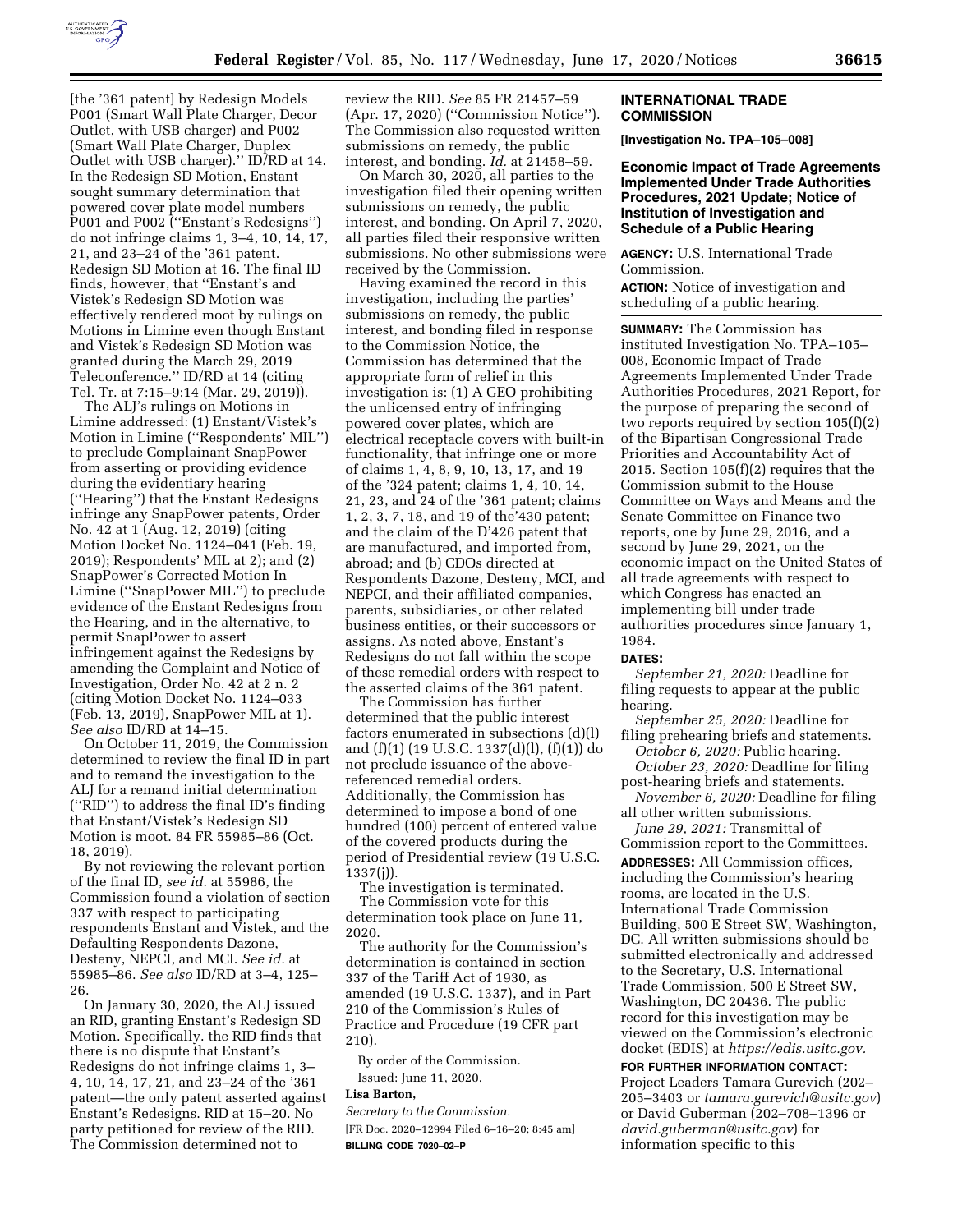[the '361 patent] by Redesign Models P001 (Smart Wall Plate Charger, Decor Outlet, with USB charger) and P002 (Smart Wall Plate Charger, Duplex Outlet with USB charger).'' ID/RD at 14. In the Redesign SD Motion, Enstant sought summary determination that powered cover plate model numbers P001 and P002 (''Enstant's Redesigns'') do not infringe claims 1, 3–4, 10, 14, 17, 21, and 23–24 of the '361 patent. Redesign SD Motion at 16. The final ID finds, however, that ''Enstant's and Vistek's Redesign SD Motion was effectively rendered moot by rulings on Motions in Limine even though Enstant and Vistek's Redesign SD Motion was granted during the March 29, 2019 Teleconference.'' ID/RD at 14 (citing Tel. Tr. at 7:15–9:14 (Mar. 29, 2019)).

The ALJ's rulings on Motions in Limine addressed: (1) Enstant/Vistek's Motion in Limine (''Respondents' MIL'') to preclude Complainant SnapPower from asserting or providing evidence during the evidentiary hearing (''Hearing'') that the Enstant Redesigns infringe any SnapPower patents, Order No. 42 at 1 (Aug. 12, 2019) (citing Motion Docket No. 1124–041 (Feb. 19, 2019); Respondents' MIL at 2); and (2) SnapPower's Corrected Motion In Limine (''SnapPower MIL'') to preclude evidence of the Enstant Redesigns from the Hearing, and in the alternative, to permit SnapPower to assert infringement against the Redesigns by amending the Complaint and Notice of Investigation, Order No. 42 at 2 n. 2 (citing Motion Docket No. 1124–033 (Feb. 13, 2019), SnapPower MIL at 1). *See also* ID/RD at 14–15.

On October 11, 2019, the Commission determined to review the final ID in part and to remand the investigation to the ALJ for a remand initial determination (''RID'') to address the final ID's finding that Enstant/Vistek's Redesign SD Motion is moot. 84 FR 55985–86 (Oct. 18, 2019).

By not reviewing the relevant portion of the final ID, *see id.* at 55986, the Commission found a violation of section 337 with respect to participating respondents Enstant and Vistek, and the Defaulting Respondents Dazone, Desteny, NEPCI, and MCI. *See id.* at 55985–86. *See also* ID/RD at 3–4, 125–26.

On January 30, 2020, the ALJ issued an RID, granting Enstant's Redesign SD Motion. Specifically. the RID finds that there is no dispute that Enstant's Redesigns do not infringe claims 1, 3–4, 10, 14, 17, 21, and 23–24 of the '361 patent—the only patent asserted against Enstant's Redesigns. RID at 15–20. No party petitioned for review of the RID. The Commission determined not to review the RID. *See* 85 FR 21457–59 (Apr. 17, 2020) (''Commission Notice''). The Commission also requested written submissions on remedy, the public interest, and bonding. *Id.* at 21458–59.

On March 30, 2020, all parties to the investigation filed their opening written submissions on remedy, the public interest, and bonding. On April 7, 2020, all parties filed their responsive written submissions. No other submissions were received by the Commission.

Having examined the record in this investigation, including the parties' submissions on remedy, the public interest, and bonding filed in response to the Commission Notice, the Commission has determined that the appropriate form of relief in this investigation is: (1) A GEO prohibiting the unlicensed entry of infringing powered cover plates, which are electrical receptacle covers with built-in functionality, that infringe one or more of claims 1, 4, 8, 9, 10, 13, 17, and 19 of the '324 patent; claims 1, 4, 10, 14, 21, 23, and 24 of the '361 patent; claims 1, 2, 3, 7, 18, and 19 of the'430 patent; and the claim of the D'426 patent that are manufactured, and imported from, abroad; and (b) CDOs directed at Respondents Dazone, Desteny, MCI, and NEPCI, and their affiliated companies, parents, subsidiaries, or other related business entities, or their successors or assigns. As noted above, Enstant's Redesigns do not fall within the scope of these remedial orders with respect to the asserted claims of the 361 patent.

The Commission has further determined that the public interest factors enumerated in subsections (d)(l) and (f)(1) (19 U.S.C. 1337(d)(l), (f)(1)) do not preclude issuance of the above-referenced remedial orders. Additionally, the Commission has determined to impose a bond of one hundred (100) percent of entered value of the covered products during the period of Presidential review (19 U.S.C. 1337(j)).

The investigation is terminated.

The Commission vote for this determination took place on June 11, 2020.

The authority for the Commission's determination is contained in section 337 of the Tariff Act of 1930, as amended (19 U.S.C. 1337), and in Part 210 of the Commission's Rules of Practice and Procedure (19 CFR part 210).

By order of the Commission.

Issued: June 11, 2020.

**Lisa Barton,**

*Secretary to the Commission.*

[FR Doc. 2020–12994 Filed 6–16–20; 8:45 am]

**BILLING CODE 7020–02–P**

# INTERNATIONAL TRADE COMMISSION

**[Investigation No. TPA–105–008]**

## Economic Impact of Trade Agreements Implemented Under Trade Authorities Procedures, 2021 Update; Notice of Institution of Investigation and Schedule of a Public Hearing

**AGENCY:** U.S. International Trade Commission.

**ACTION:** Notice of investigation and scheduling of a public hearing.

**SUMMARY:** The Commission has instituted Investigation No. TPA–105–008, Economic Impact of Trade Agreements Implemented Under Trade Authorities Procedures, 2021 Report, for the purpose of preparing the second of two reports required by section 105(f)(2) of the Bipartisan Congressional Trade Priorities and Accountability Act of 2015. Section 105(f)(2) requires that the Commission submit to the House Committee on Ways and Means and the Senate Committee on Finance two reports, one by June 29, 2016, and a second by June 29, 2021, on the economic impact on the United States of all trade agreements with respect to which Congress has enacted an implementing bill under trade authorities procedures since January 1, 1984.

**DATES:**

*September 21, 2020:* Deadline for filing requests to appear at the public hearing.

*September 25, 2020:* Deadline for filing prehearing briefs and statements.

*October 6, 2020:* Public hearing.

*October 23, 2020:* Deadline for filing post-hearing briefs and statements.

*November 6, 2020:* Deadline for filing all other written submissions.

*June 29, 2021:* Transmittal of Commission report to the Committees.

**ADDRESSES:** All Commission offices, including the Commission's hearing rooms, are located in the U.S. International Trade Commission Building, 500 E Street SW, Washington, DC. All written submissions should be submitted electronically and addressed to the Secretary, U.S. International Trade Commission, 500 E Street SW, Washington, DC 20436. The public record for this investigation may be viewed on the Commission's electronic docket (EDIS) at *https://edis.usitc.gov.*

**FOR FURTHER INFORMATION CONTACT:** Project Leaders Tamara Gurevich (202–205–3403 or *tamara.gurevich@usitc.gov*) or David Guberman (202–708–1396 or *david.guberman@usitc.gov*) for information specific to this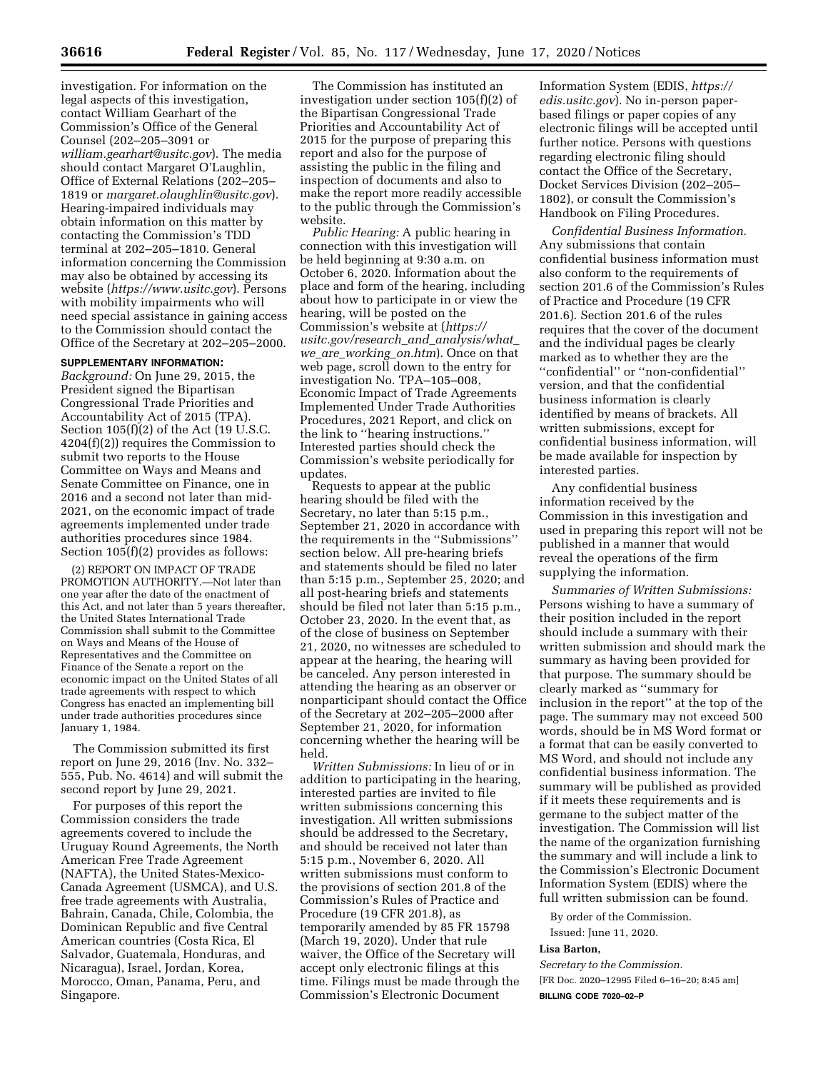investigation. For information on the legal aspects of this investigation, contact William Gearhart of the Commission's Office of the General Counsel (202–205–3091 or *william.gearhart@usitc.gov*). The media should contact Margaret O'Laughlin, Office of External Relations (202–205–1819 or *margaret.olaughlin@usitc.gov*). Hearing-impaired individuals may obtain information on this matter by contacting the Commission's TDD terminal at 202–205–1810. General information concerning the Commission may also be obtained by accessing its website (*https://www.usitc.gov*). Persons with mobility impairments who will need special assistance in gaining access to the Commission should contact the Office of the Secretary at 202–205–2000.

**SUPPLEMENTARY INFORMATION:**

*Background:* On June 29, 2015, the President signed the Bipartisan Congressional Trade Priorities and Accountability Act of 2015 (TPA). Section 105(f)(2) of the Act (19 U.S.C. 4204(f)(2)) requires the Commission to submit two reports to the House Committee on Ways and Means and Senate Committee on Finance, one in 2016 and a second not later than mid-2021, on the economic impact of trade agreements implemented under trade authorities procedures since 1984. Section 105(f)(2) provides as follows:

> (2) REPORT ON IMPACT OF TRADE PROMOTION AUTHORITY.—Not later than one year after the date of the enactment of this Act, and not later than 5 years thereafter, the United States International Trade Commission shall submit to the Committee on Ways and Means of the House of Representatives and the Committee on Finance of the Senate a report on the economic impact on the United States of all trade agreements with respect to which Congress has enacted an implementing bill under trade authorities procedures since January 1, 1984.

The Commission submitted its first report on June 29, 2016 (Inv. No. 332–555, Pub. No. 4614) and will submit the second report by June 29, 2021.

For purposes of this report the Commission considers the trade agreements covered to include the Uruguay Round Agreements, the North American Free Trade Agreement (NAFTA), the United States-Mexico-Canada Agreement (USMCA), and U.S. free trade agreements with Australia, Bahrain, Canada, Chile, Colombia, the Dominican Republic and five Central American countries (Costa Rica, El Salvador, Guatemala, Honduras, and Nicaragua), Israel, Jordan, Korea, Morocco, Oman, Panama, Peru, and Singapore.

The Commission has instituted an investigation under section 105(f)(2) of the Bipartisan Congressional Trade Priorities and Accountability Act of 2015 for the purpose of preparing this report and also for the purpose of assisting the public in the filing and inspection of documents and also to make the report more readily accessible to the public through the Commission's website.

*Public Hearing:* A public hearing in connection with this investigation will be held beginning at 9:30 a.m. on October 6, 2020. Information about the place and form of the hearing, including about how to participate in or view the hearing, will be posted on the Commission's website at (*https://usitc.gov/research_and_analysis/what_we_are_working_on.htm*). Once on that web page, scroll down to the entry for investigation No. TPA–105–008, Economic Impact of Trade Agreements Implemented Under Trade Authorities Procedures, 2021 Report, and click on the link to ''hearing instructions.'' Interested parties should check the Commission's website periodically for updates.

Requests to appear at the public hearing should be filed with the Secretary, no later than 5:15 p.m., September 21, 2020 in accordance with the requirements in the ''Submissions'' section below. All pre-hearing briefs and statements should be filed no later than 5:15 p.m., September 25, 2020; and all post-hearing briefs and statements should be filed not later than 5:15 p.m., October 23, 2020. In the event that, as of the close of business on September 21, 2020, no witnesses are scheduled to appear at the hearing, the hearing will be canceled. Any person interested in attending the hearing as an observer or nonparticipant should contact the Office of the Secretary at 202–205–2000 after September 21, 2020, for information concerning whether the hearing will be held.

*Written Submissions:* In lieu of or in addition to participating in the hearing, interested parties are invited to file written submissions concerning this investigation. All written submissions should be addressed to the Secretary, and should be received not later than 5:15 p.m., November 6, 2020. All written submissions must conform to the provisions of section 201.8 of the Commission's Rules of Practice and Procedure (19 CFR 201.8), as temporarily amended by 85 FR 15798 (March 19, 2020). Under that rule waiver, the Office of the Secretary will accept only electronic filings at this time. Filings must be made through the Commission's Electronic Document Information System (EDIS, *https://edis.usitc.gov*). No in-person paper-based filings or paper copies of any electronic filings will be accepted until further notice. Persons with questions regarding electronic filing should contact the Office of the Secretary, Docket Services Division (202–205–1802), or consult the Commission's Handbook on Filing Procedures.

*Confidential Business Information.* Any submissions that contain confidential business information must also conform to the requirements of section 201.6 of the Commission's Rules of Practice and Procedure (19 CFR 201.6). Section 201.6 of the rules requires that the cover of the document and the individual pages be clearly marked as to whether they are the ''confidential'' or ''non-confidential'' version, and that the confidential business information is clearly identified by means of brackets. All written submissions, except for confidential business information, will be made available for inspection by interested parties.

Any confidential business information received by the Commission in this investigation and used in preparing this report will not be published in a manner that would reveal the operations of the firm supplying the information.

*Summaries of Written Submissions:* Persons wishing to have a summary of their position included in the report should include a summary with their written submission and should mark the summary as having been provided for that purpose. The summary should be clearly marked as ''summary for inclusion in the report'' at the top of the page. The summary may not exceed 500 words, should be in MS Word format or a format that can be easily converted to MS Word, and should not include any confidential business information. The summary will be published as provided if it meets these requirements and is germane to the subject matter of the investigation. The Commission will list the name of the organization furnishing the summary and will include a link to the Commission's Electronic Document Information System (EDIS) where the full written submission can be found.

By order of the Commission.

Issued: June 11, 2020.

**Lisa Barton,**

*Secretary to the Commission.*

[FR Doc. 2020–12995 Filed 6–16–20; 8:45 am]

**BILLING CODE 7020–02–P**